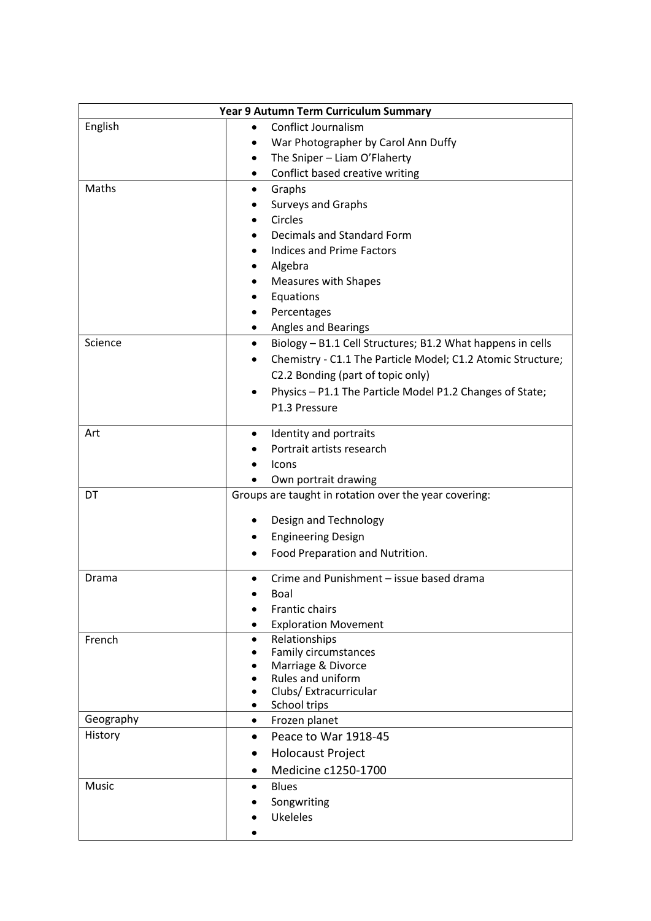| Year 9 Autumn Term Curriculum Summary | |
|---|---|
| English | • Conflict Journalism<br>• War Photographer by Carol Ann Duffy<br>• The Sniper – Liam O'Flaherty<br>• Conflict based creative writing |
| Maths | • Graphs<br>• Surveys and Graphs<br>• Circles<br>• Decimals and Standard Form<br>• Indices and Prime Factors<br>• Algebra<br>• Measures with Shapes<br>• Equations<br>• Percentages<br>• Angles and Bearings |
| Science | • Biology – B1.1 Cell Structures; B1.2 What happens in cells<br>• Chemistry - C1.1 The Particle Model; C1.2 Atomic Structure; C2.2 Bonding (part of topic only)<br>• Physics – P1.1 The Particle Model P1.2 Changes of State; P1.3 Pressure |
| Art | • Identity and portraits<br>• Portrait artists research<br>• Icons<br>• Own portrait drawing |
| DT | Groups are taught in rotation over the year covering:<br>• Design and Technology<br>• Engineering Design<br>• Food Preparation and Nutrition. |
| Drama | • Crime and Punishment – issue based drama<br>• Boal<br>• Frantic chairs<br>• Exploration Movement |
| French | • Relationships<br>• Family circumstances<br>• Marriage & Divorce<br>• Rules and uniform<br>• Clubs/ Extracurricular<br>• School trips |
| Geography | • Frozen planet |
| History | • Peace to War 1918-45<br>• Holocaust Project<br>• Medicine c1250-1700 |
| Music | • Blues<br>• Songwriting<br>• Ukeleles<br>• |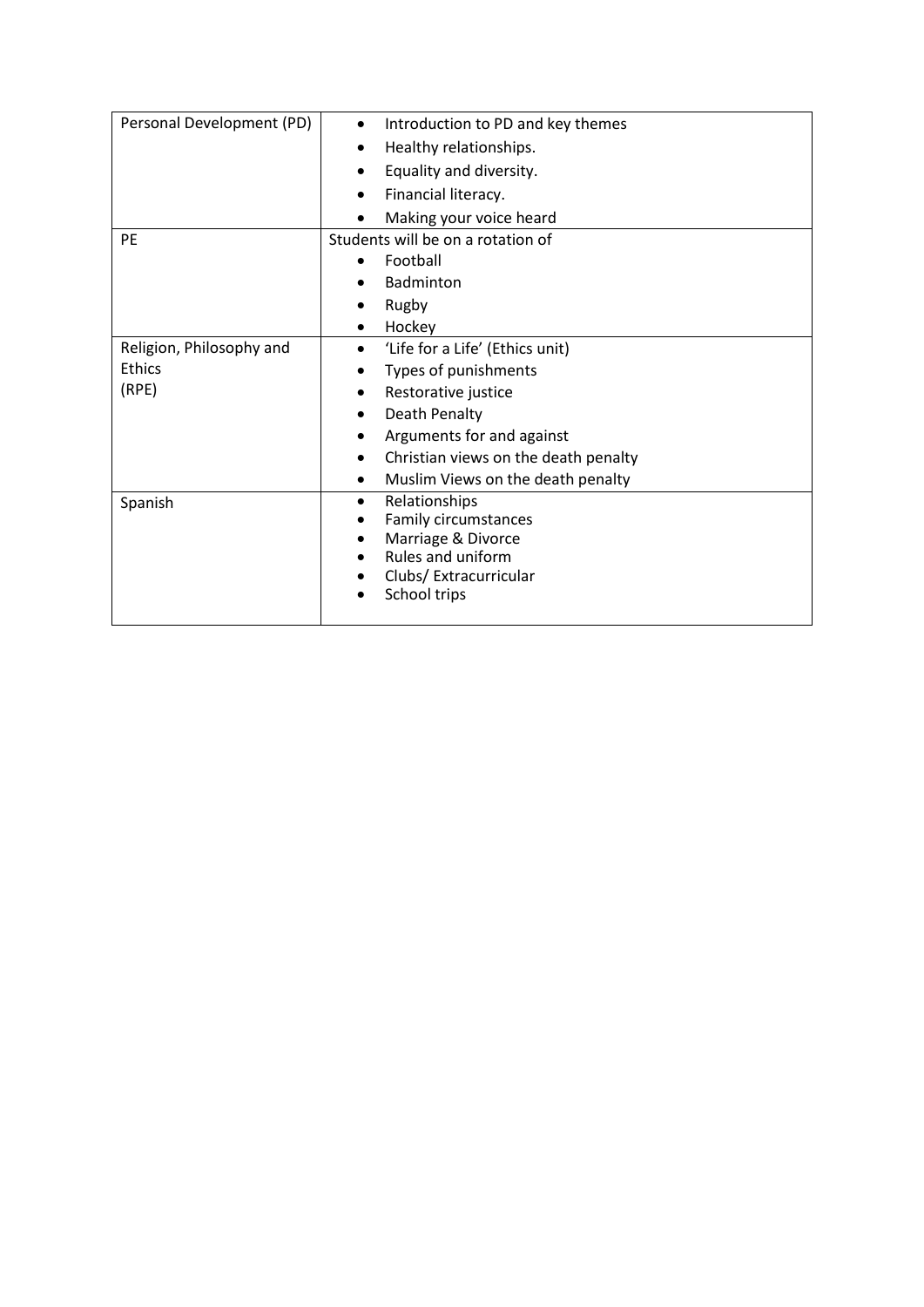| | |
|---|---|
| Personal Development (PD) | • Introduction to PD and key themes<br>• Healthy relationships.<br>• Equality and diversity.<br>• Financial literacy.<br>• Making your voice heard |
| PE | Students will be on a rotation of<br>• Football<br>• Badminton<br>• Rugby<br>• Hockey |
| Religion, Philosophy and Ethics (RPE) | • 'Life for a Life' (Ethics unit)<br>• Types of punishments<br>• Restorative justice<br>• Death Penalty<br>• Arguments for and against<br>• Christian views on the death penalty<br>• Muslim Views on the death penalty |
| Spanish | • Relationships<br>• Family circumstances<br>• Marriage & Divorce<br>• Rules and uniform<br>• Clubs/ Extracurricular<br>• School trips |